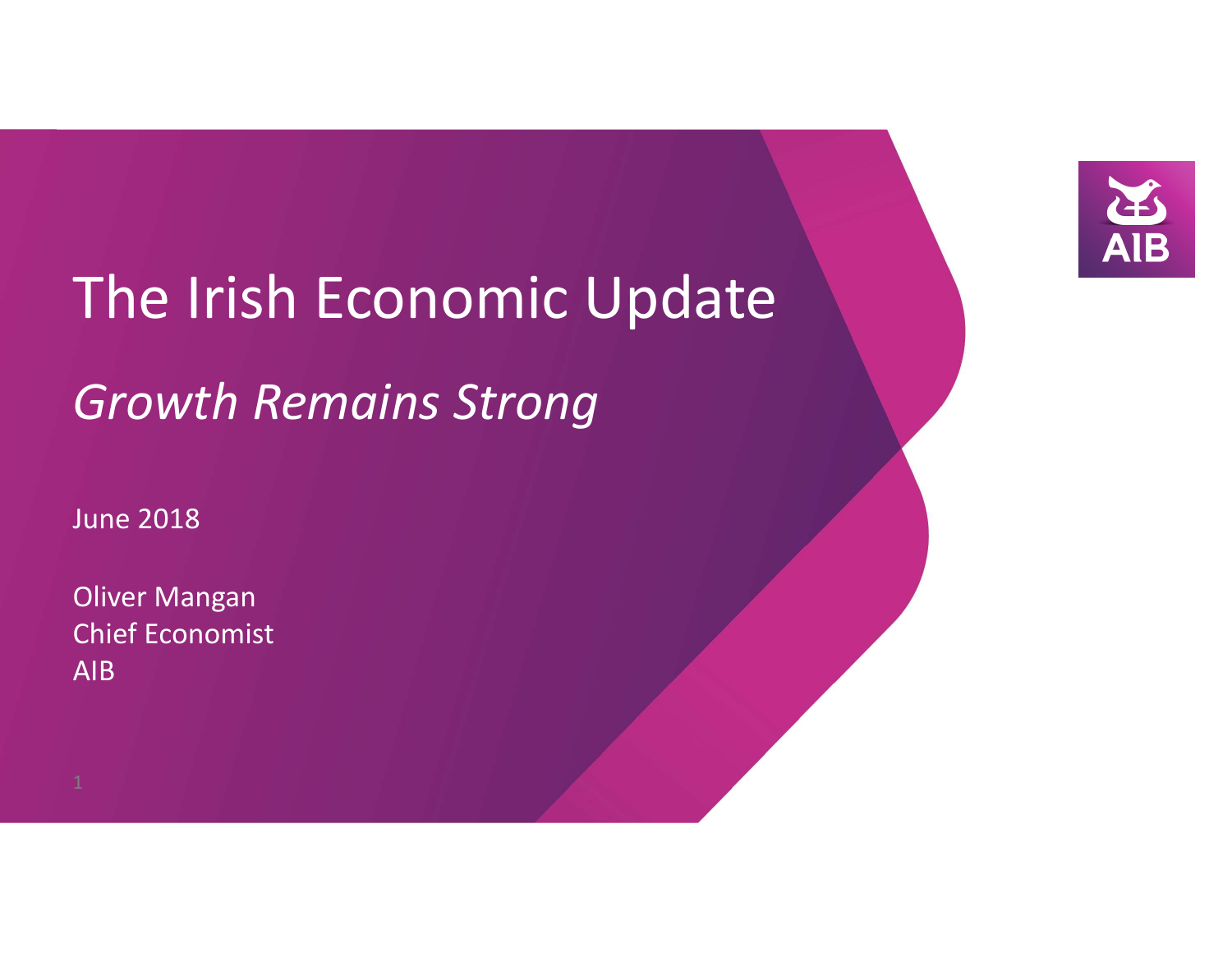# The Irish Economic Update

*Growth Remains Strong*

June 2018

Oliver Mangan
Chief Economist
AIB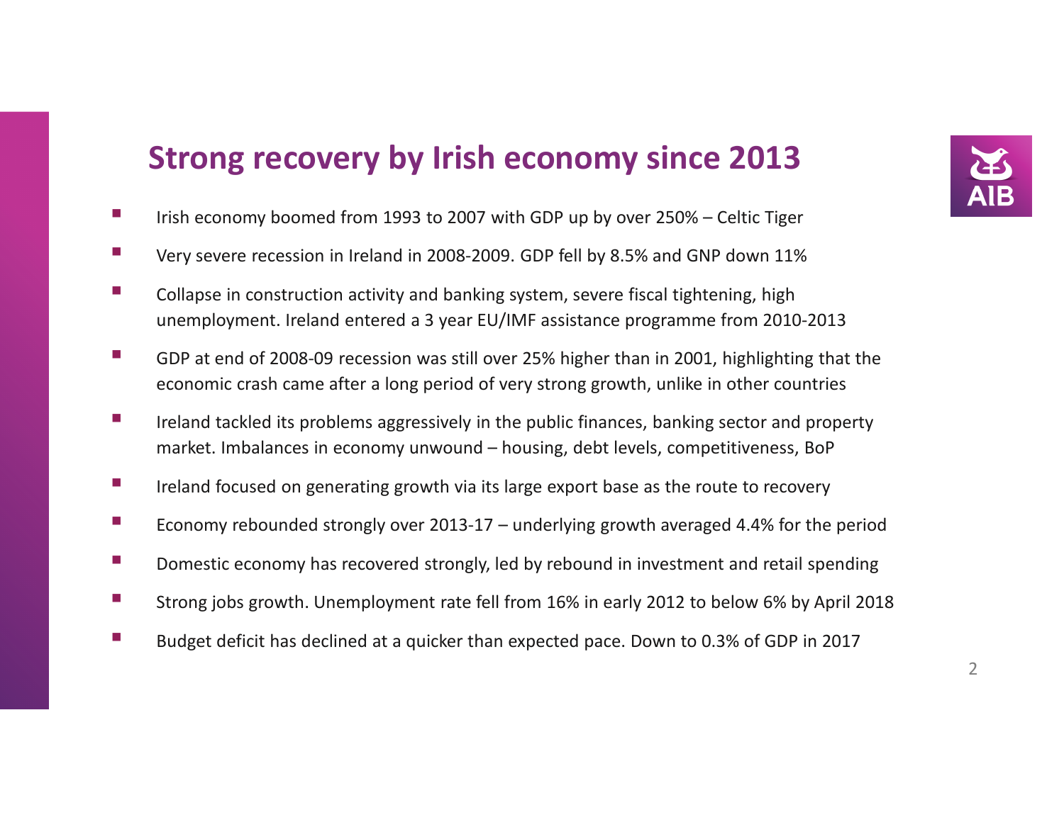# Strong recovery by Irish economy since 2013

- Irish economy boomed from 1993 to 2007 with GDP up by over 250% – Celtic Tiger
- Very severe recession in Ireland in 2008-2009. GDP fell by 8.5% and GNP down 11%
- Collapse in construction activity and banking system, severe fiscal tightening, high unemployment. Ireland entered a 3 year EU/IMF assistance programme from 2010-2013
- GDP at end of 2008-09 recession was still over 25% higher than in 2001, highlighting that the economic crash came after a long period of very strong growth, unlike in other countries
- Ireland tackled its problems aggressively in the public finances, banking sector and property market. Imbalances in economy unwound – housing, debt levels, competitiveness, BoP
- Ireland focused on generating growth via its large export base as the route to recovery
- Economy rebounded strongly over 2013-17 – underlying growth averaged 4.4% for the period
- Domestic economy has recovered strongly, led by rebound in investment and retail spending
- Strong jobs growth. Unemployment rate fell from 16% in early 2012 to below 6% by April 2018
- Budget deficit has declined at a quicker than expected pace. Down to 0.3% of GDP in 2017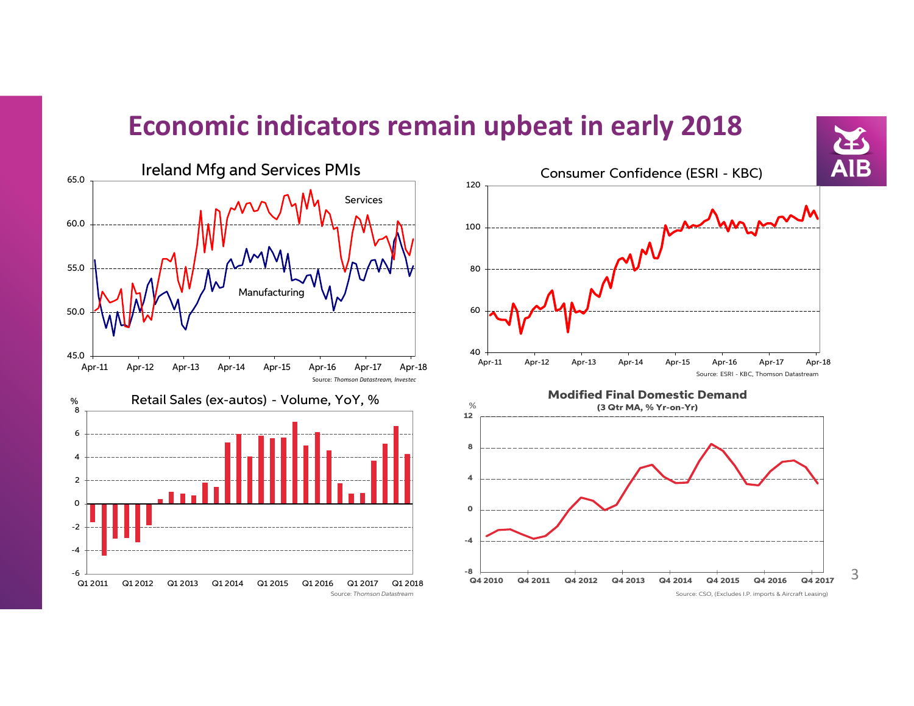# Economic indicators remain upbeat in early 2018

### Ireland Mfg and Services PMIs

Services

Manufacturing

Source: *Thomson Datastream, Investec*

### Consumer Confidence (ESRI - KBC)

Source: ESRI - KBC, Thomson Datastream

### Retail Sales (ex-autos) - Volume, YoY, %

Source: *Thomson Datastream*

### Modified Final Domestic Demand

**(3 Qtr MA, % Yr-on-Yr)**

Source: CSO, (Excludes I.P. imports & Aircraft Leasing)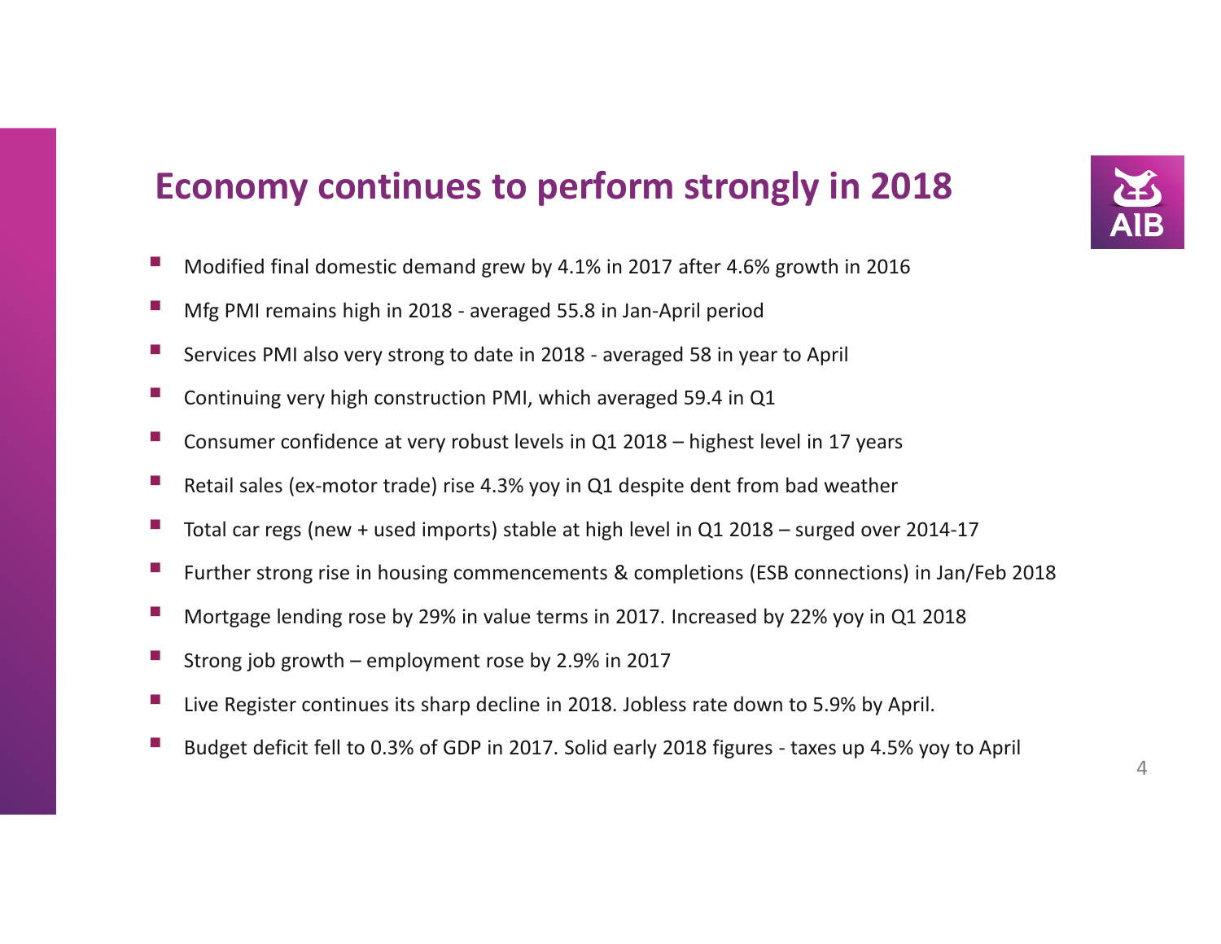# Economy continues to perform strongly in 2018

- Modified final domestic demand grew by 4.1% in 2017 after 4.6% growth in 2016
- Mfg PMI remains high in 2018 - averaged 55.8 in Jan-April period
- Services PMI also very strong to date in 2018 - averaged 58 in year to April
- Continuing very high construction PMI, which averaged 59.4 in Q1
- Consumer confidence at very robust levels in Q1 2018 – highest level in 17 years
- Retail sales (ex-motor trade) rise 4.3% yoy in Q1 despite dent from bad weather
- Total car regs (new + used imports) stable at high level in Q1 2018 – surged over 2014-17
- Further strong rise in housing commencements & completions (ESB connections) in Jan/Feb 2018
- Mortgage lending rose by 29% in value terms in 2017. Increased by 22% yoy in Q1 2018
- Strong job growth – employment rose by 2.9% in 2017
- Live Register continues its sharp decline in 2018. Jobless rate down to 5.9% by April.
- Budget deficit fell to 0.3% of GDP in 2017. Solid early 2018 figures - taxes up 4.5% yoy to April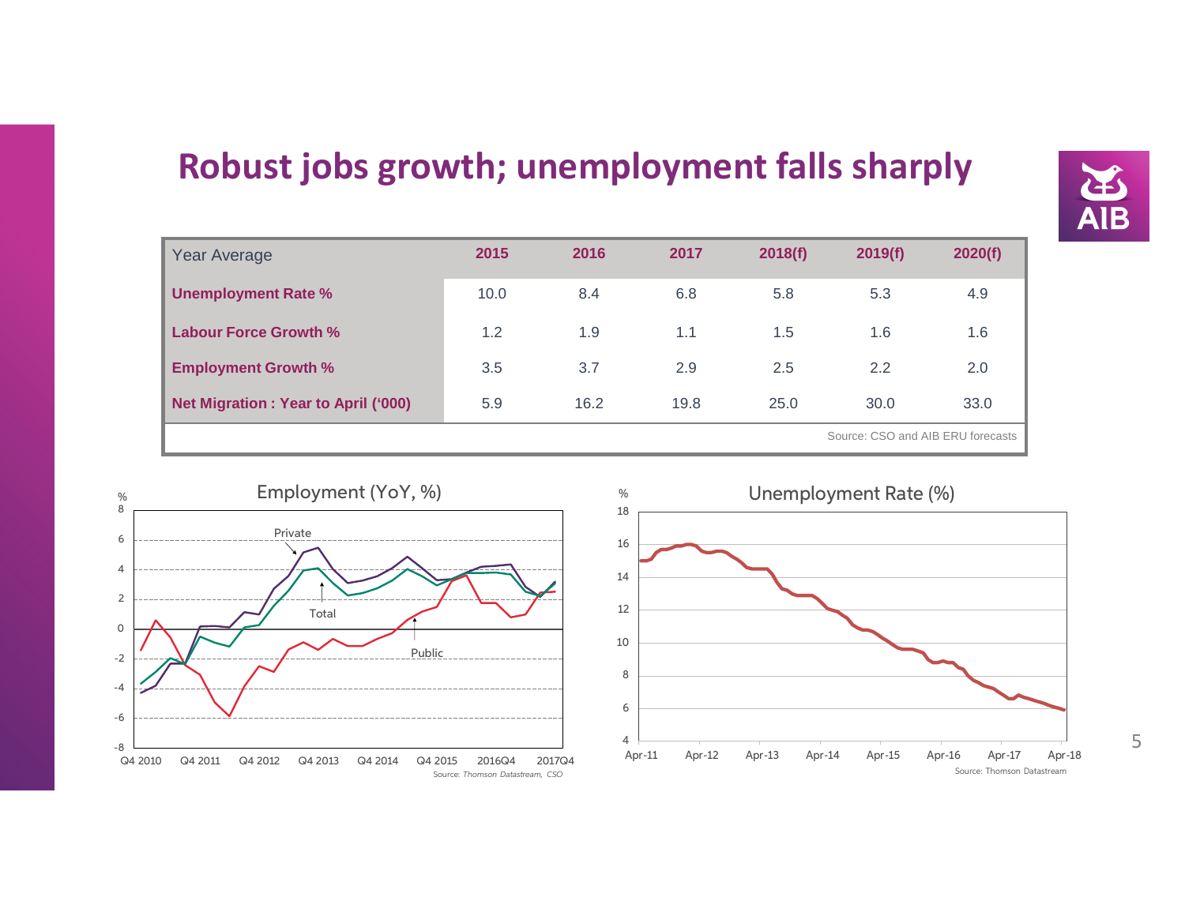# Robust jobs growth; unemployment falls sharply

| Year Average | 2015 | 2016 | 2017 | 2018(f) | 2019(f) | 2020(f) |
|---|---|---|---|---|---|---|
| **Unemployment Rate %** | 10.0 | 8.4 | 6.8 | 5.8 | 5.3 | 4.9 |
| **Labour Force Growth %** | 1.2 | 1.9 | 1.1 | 1.5 | 1.6 | 1.6 |
| **Employment Growth %** | 3.5 | 3.7 | 2.9 | 2.5 | 2.2 | 2.0 |
| **Net Migration : Year to April ('000)** | 5.9 | 16.2 | 19.8 | 25.0 | 30.0 | 33.0 |

Source: CSO and AIB ERU forecasts

Employment (YoY, %)

Source: *Thomson Datastream, CSO*

Unemployment Rate (%)

Source: Thomson Datastream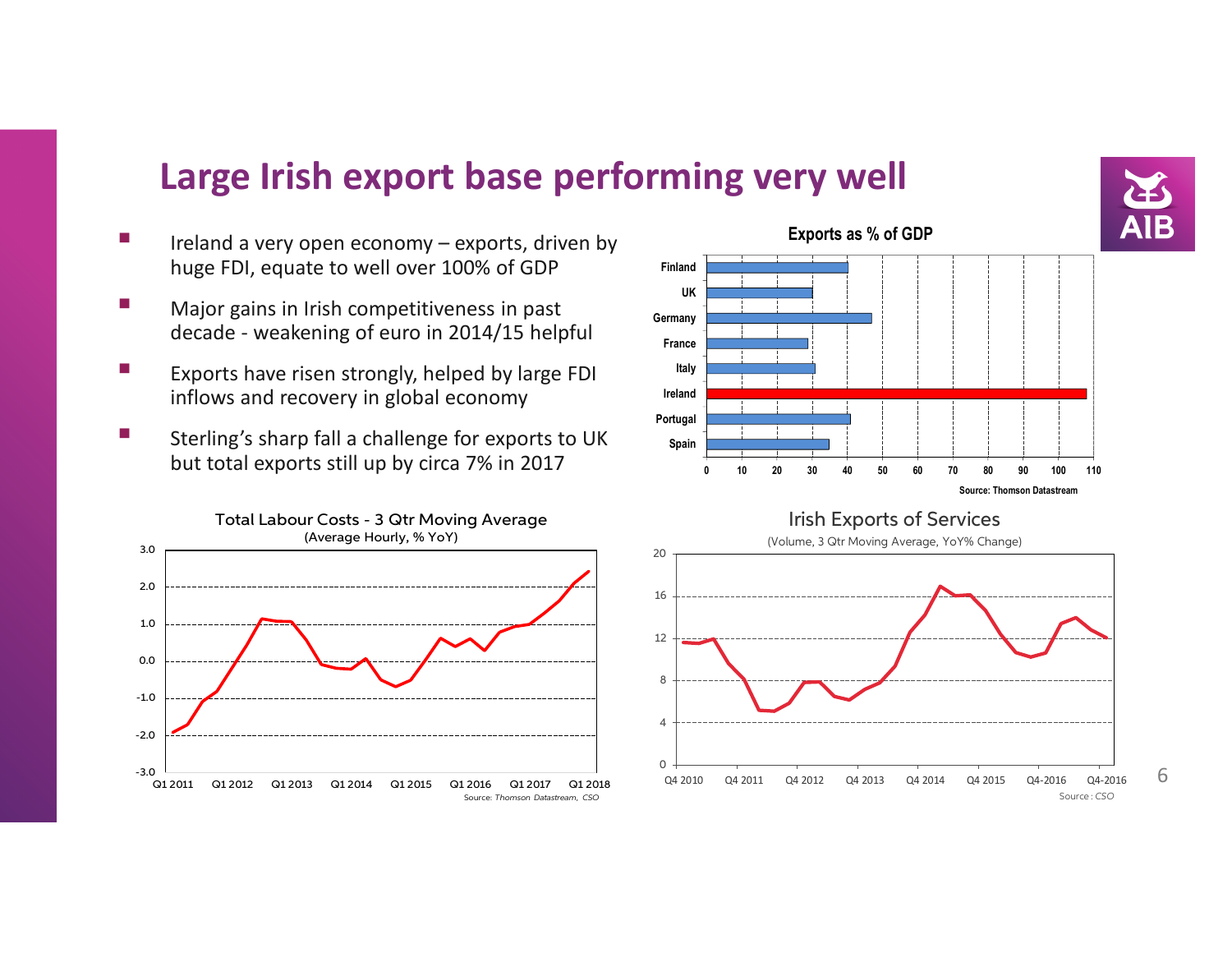# Large Irish export base performing very well

- Ireland a very open economy – exports, driven by huge FDI, equate to well over 100% of GDP
- Major gains in Irish competitiveness in past decade - weakening of euro in 2014/15 helpful
- Exports have risen strongly, helped by large FDI inflows and recovery in global economy
- Sterling's sharp fall a challenge for exports to UK but total exports still up by circa 7% in 2017

**Exports as % of GDP**

Source: Thomson Datastream

**Total Labour Costs - 3 Qtr Moving Average**
(Average Hourly, % YoY)

Source: Thomson Datastream, CSO

**Irish Exports of Services**
(Volume, 3 Qtr Moving Average, YoY% Change)

Source : CSO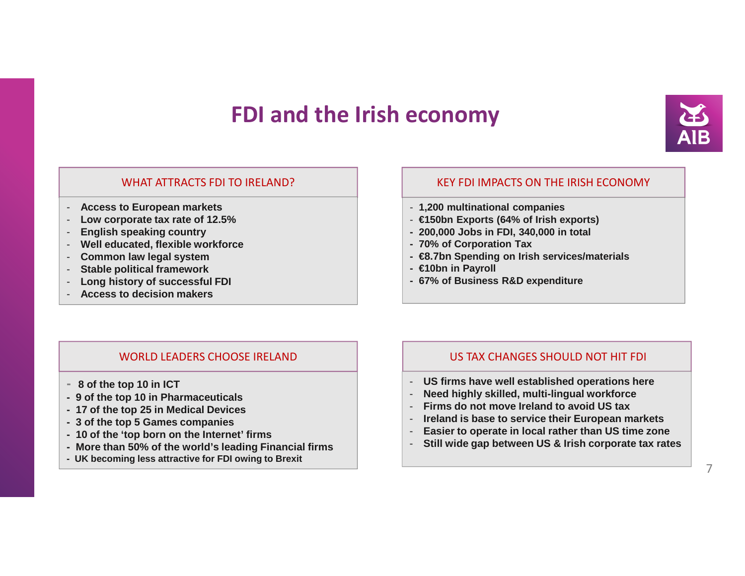# FDI and the Irish economy

## WHAT ATTRACTS FDI TO IRELAND?

- **Access to European markets**
- **Low corporate tax rate of 12.5%**
- **English speaking country**
- **Well educated, flexible workforce**
- **Common law legal system**
- **Stable political framework**
- **Long history of successful FDI**
- **Access to decision makers**

## KEY FDI IMPACTS ON THE IRISH ECONOMY

- **1,200 multinational companies**
- **€150bn Exports (64% of Irish exports)**
- **200,000 Jobs in FDI, 340,000 in total**
- **70% of Corporation Tax**
- **€8.7bn Spending on Irish services/materials**
- **€10bn in Payroll**
- **67% of Business R&D expenditure**

## WORLD LEADERS CHOOSE IRELAND

- **8 of the top 10 in ICT**
- **9 of the top 10 in Pharmaceuticals**
- **17 of the top 25 in Medical Devices**
- **3 of the top 5 Games companies**
- **10 of the 'top born on the Internet' firms**
- **More than 50% of the world's leading Financial firms**
- **UK becoming less attractive for FDI owing to Brexit**

## US TAX CHANGES SHOULD NOT HIT FDI

- **US firms have well established operations here**
- **Need highly skilled, multi-lingual workforce**
- **Firms do not move Ireland to avoid US tax**
- **Ireland is base to service their European markets**
- **Easier to operate in local rather than US time zone**
- **Still wide gap between US & Irish corporate tax rates**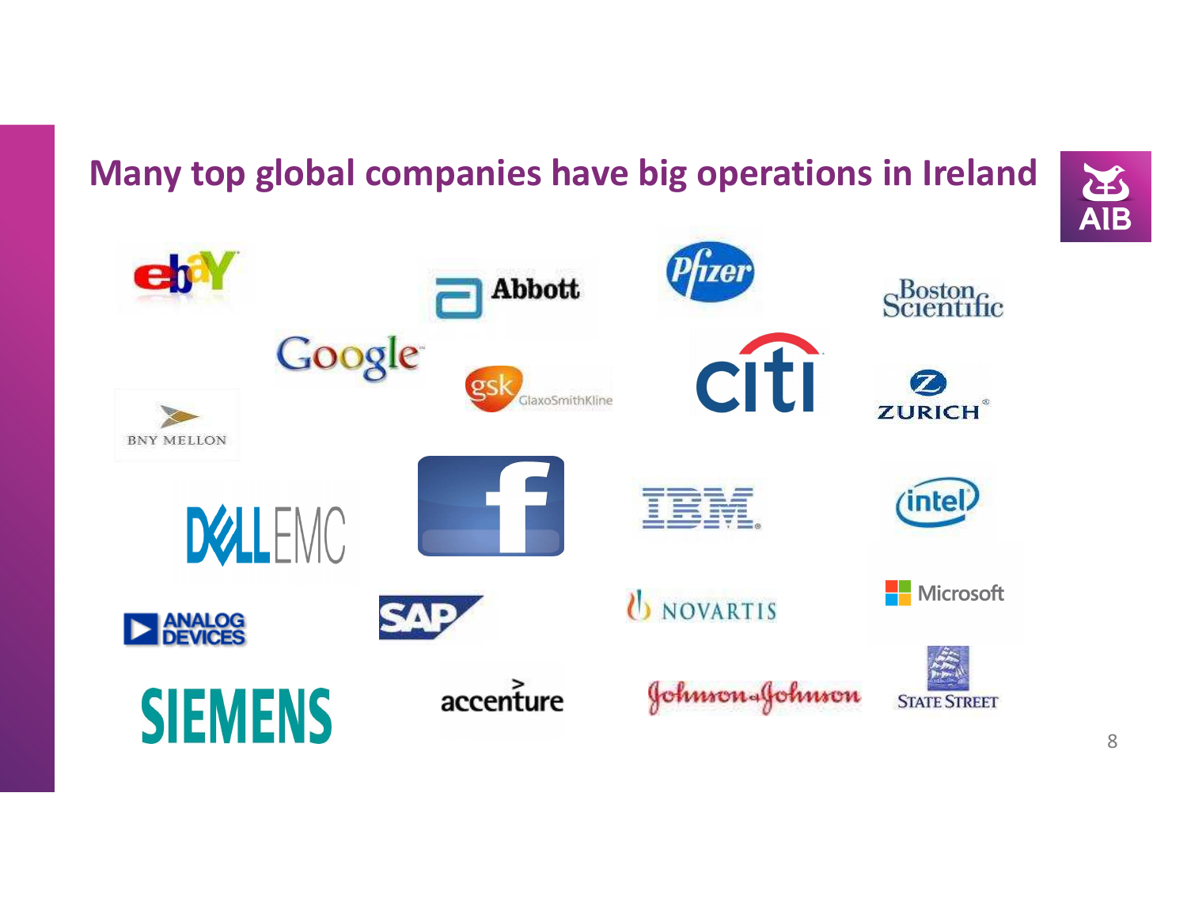## Many top global companies have big operations in Ireland

eBay

Abbott

Pfizer

Boston Scientific

Google

GSK GlaxoSmithKline

citi

ZURICH

BNY MELLON

DELL EMC

Facebook

IBM

intel

Microsoft

ANALOG DEVICES

SAP

NOVARTIS

SIEMENS

accenture

Johnson & Johnson

STATE STREET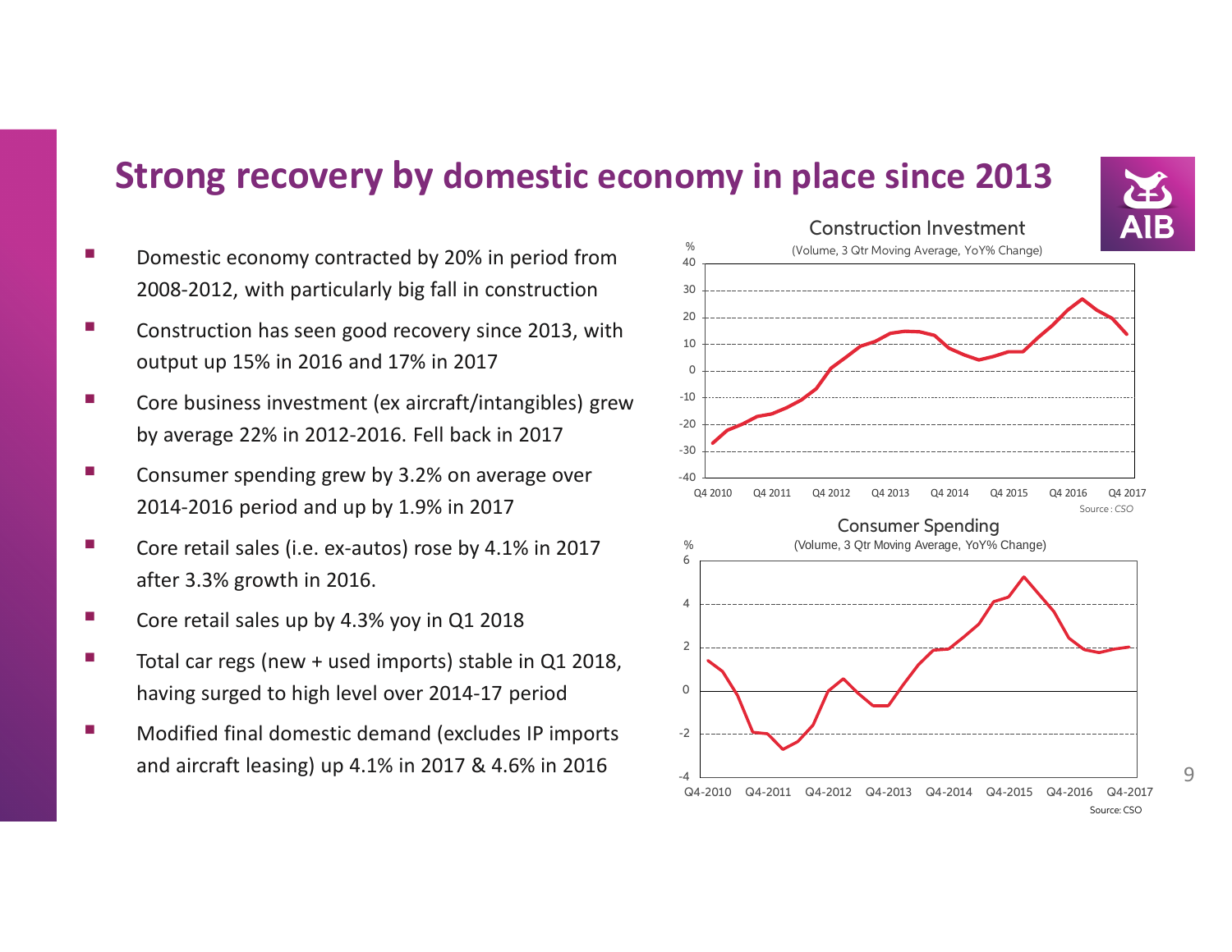# Strong recovery by domestic economy in place since 2013

- Domestic economy contracted by 20% in period from 2008-2012, with particularly big fall in construction
- Construction has seen good recovery since 2013, with output up 15% in 2016 and 17% in 2017
- Core business investment (ex aircraft/intangibles) grew by average 22% in 2012-2016. Fell back in 2017
- Consumer spending grew by 3.2% on average over 2014-2016 period and up by 1.9% in 2017
- Core retail sales (i.e. ex-autos) rose by 4.1% in 2017 after 3.3% growth in 2016.
- Core retail sales up by 4.3% yoy in Q1 2018
- Total car regs (new + used imports) stable in Q1 2018, having surged to high level over 2014-17 period
- Modified final domestic demand (excludes IP imports and aircraft leasing) up 4.1% in 2017 & 4.6% in 2016

Construction Investment

(Volume, 3 Qtr Moving Average, YoY% Change)

Source: *CSO*

Consumer Spending

(Volume, 3 Qtr Moving Average, YoY% Change)

Source: CSO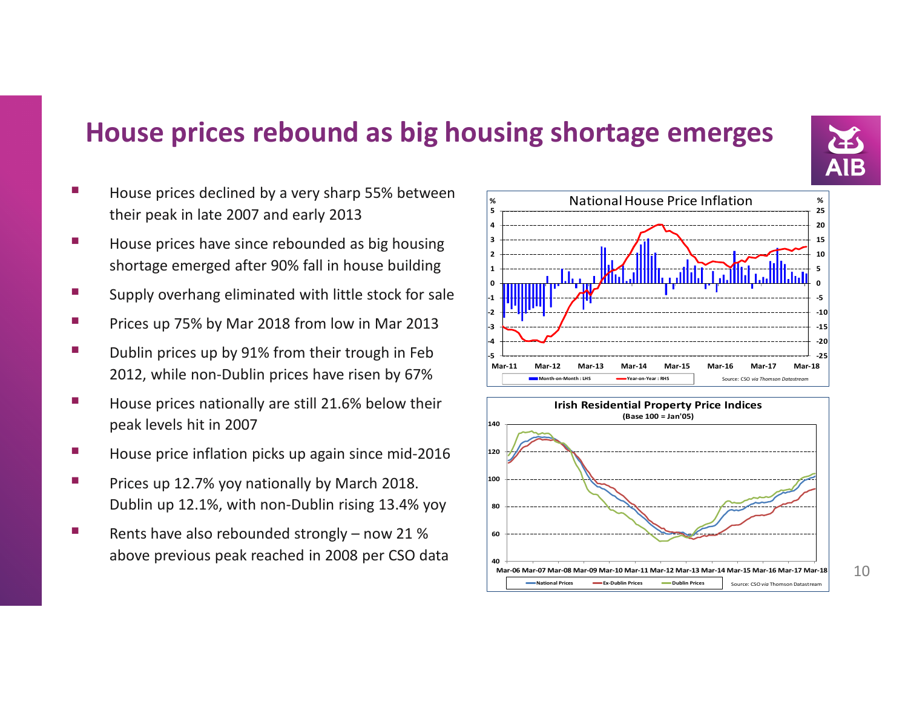# House prices rebound as big housing shortage emerges

- House prices declined by a very sharp 55% between their peak in late 2007 and early 2013
- House prices have since rebounded as big housing shortage emerged after 90% fall in house building
- Supply overhang eliminated with little stock for sale
- Prices up 75% by Mar 2018 from low in Mar 2013
- Dublin prices up by 91% from their trough in Feb 2012, while non-Dublin prices have risen by 67%
- House prices nationally are still 21.6% below their peak levels hit in 2007
- House price inflation picks up again since mid-2016
- Prices up 12.7% yoy nationally by March 2018. Dublin up 12.1%, with non-Dublin rising 13.4% yoy
- Rents have also rebounded strongly – now 21 % above previous peak reached in 2008 per CSO data

National House Price Inflation

Month-on-Month : LHS — Year-on-Year : RHS

Source: CSO *via Thomson Datastream*

Irish Residential Property Price Indices
(Base 100 = Jan'05)

National Prices — Ex-Dublin Prices — Dublin Prices

Source: CSO *via* Thomson Datastream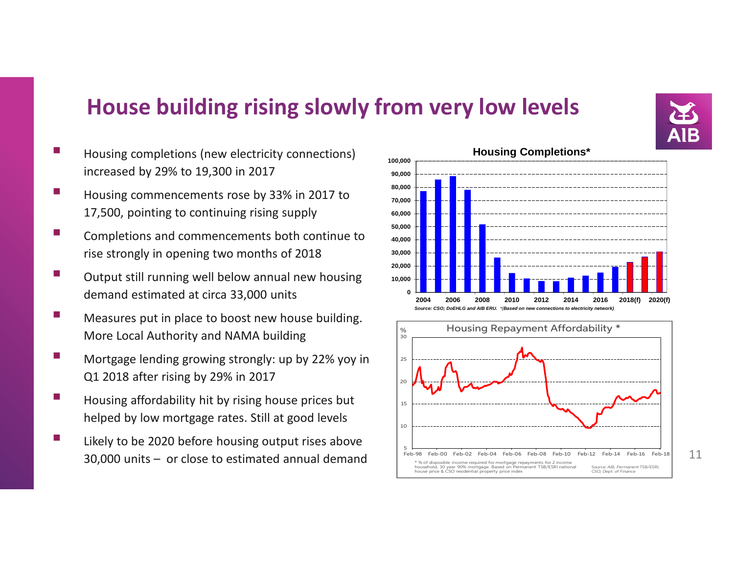# House building rising slowly from very low levels

- Housing completions (new electricity connections) increased by 29% to 19,300 in 2017
- Housing commencements rose by 33% in 2017 to 17,500, pointing to continuing rising supply
- Completions and commencements both continue to rise strongly in opening two months of 2018
- Output still running well below annual new housing demand estimated at circa 33,000 units
- Measures put in place to boost new house building. More Local Authority and NAMA building
- Mortgage lending growing strongly: up by 22% yoy in Q1 2018 after rising by 29% in 2017
- Housing affordability hit by rising house prices but helped by low mortgage rates. Still at good levels
- Likely to be 2020 before housing output rises above 30,000 units – or close to estimated annual demand

**Housing Completions***

*Source: CSO; DoEHLG and AIB ERU. *(Based on new connections to electricity network)*

**Housing Repayment Affordability ***

* % of disposable income required for mortgage repayments for 2 income household, 30 year 90% mortgage. Based on Permanent TSB/ESRI national house price & CSO residential property price index

Source: *AIB, Permanent TSB/ESRI, CSO, Dept. of Finance*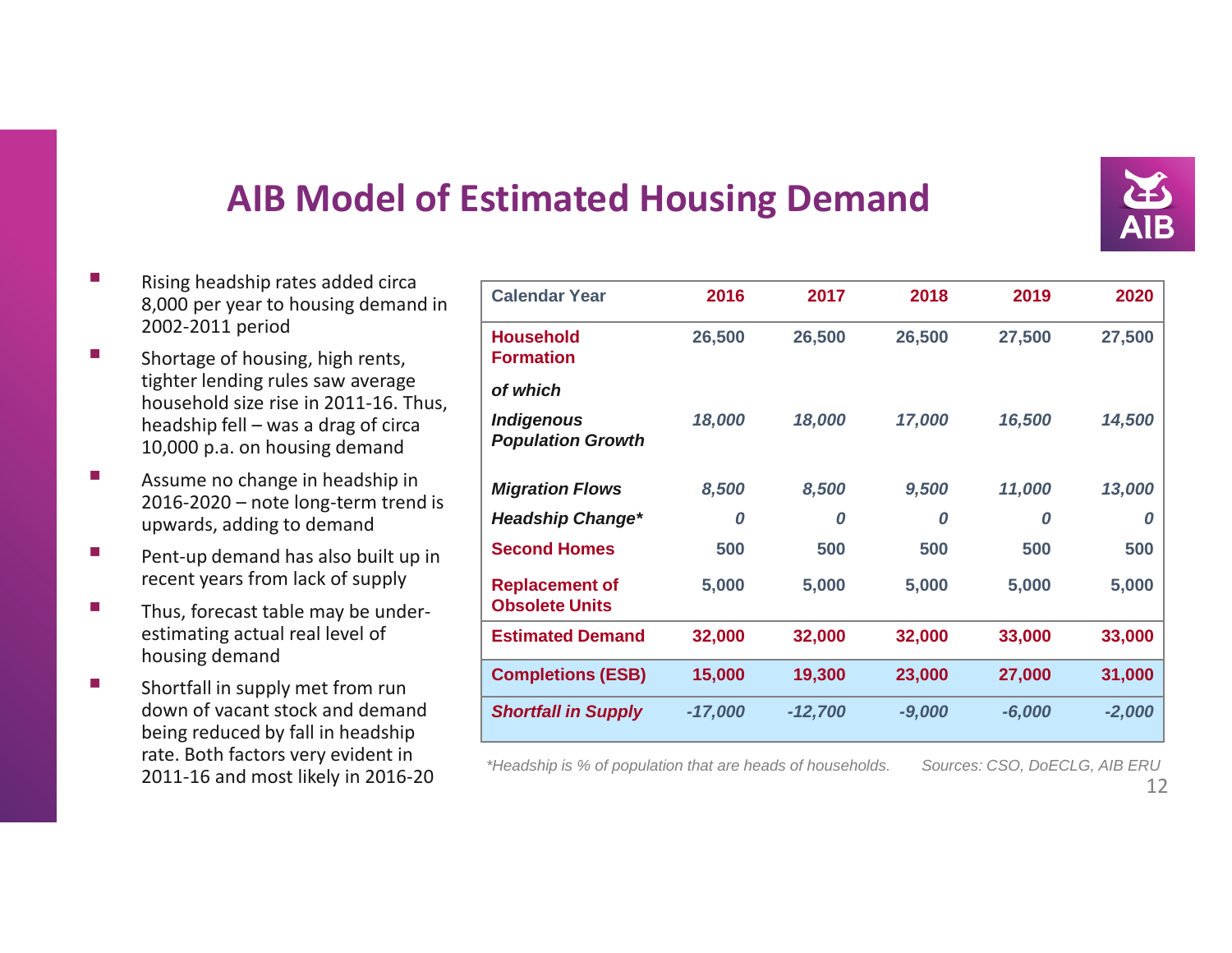# AIB Model of Estimated Housing Demand

- Rising headship rates added circa 8,000 per year to housing demand in 2002-2011 period
- Shortage of housing, high rents, tighter lending rules saw average household size rise in 2011-16. Thus, headship fell – was a drag of circa 10,000 p.a. on housing demand
- Assume no change in headship in 2016-2020 – note long-term trend is upwards, adding to demand
- Pent-up demand has also built up in recent years from lack of supply
- Thus, forecast table may be under-estimating actual real level of housing demand
- Shortfall in supply met from run down of vacant stock and demand being reduced by fall in headship rate. Both factors very evident in 2011-16 and most likely in 2016-20

| Calendar Year | 2016 | 2017 | 2018 | 2019 | 2020 |
|---|---|---|---|---|---|
| **Household Formation** | **26,500** | **26,500** | **26,500** | **27,500** | **27,500** |
| ***of which*** | | | | | |
| ***Indigenous Population Growth*** | *18,000* | *18,000* | *17,000* | *16,500* | *14,500* |
| ***Migration Flows*** | *8,500* | *8,500* | *9,500* | *11,000* | *13,000* |
| ***Headship Change**** | *0* | *0* | *0* | *0* | *0* |
| **Second Homes** | **500** | **500** | **500** | **500** | **500** |
| **Replacement of Obsolete Units** | **5,000** | **5,000** | **5,000** | **5,000** | **5,000** |
| **Estimated Demand** | **32,000** | **32,000** | **32,000** | **33,000** | **33,000** |
| **Completions (ESB)** | **15,000** | **19,300** | **23,000** | **27,000** | **31,000** |
| ***Shortfall in Supply*** | *-17,000* | *-12,700* | *-9,000* | *-6,000* | *-2,000* |

*\*Headship is % of population that are heads of households.*

*Sources: CSO, DoECLG, AIB ERU*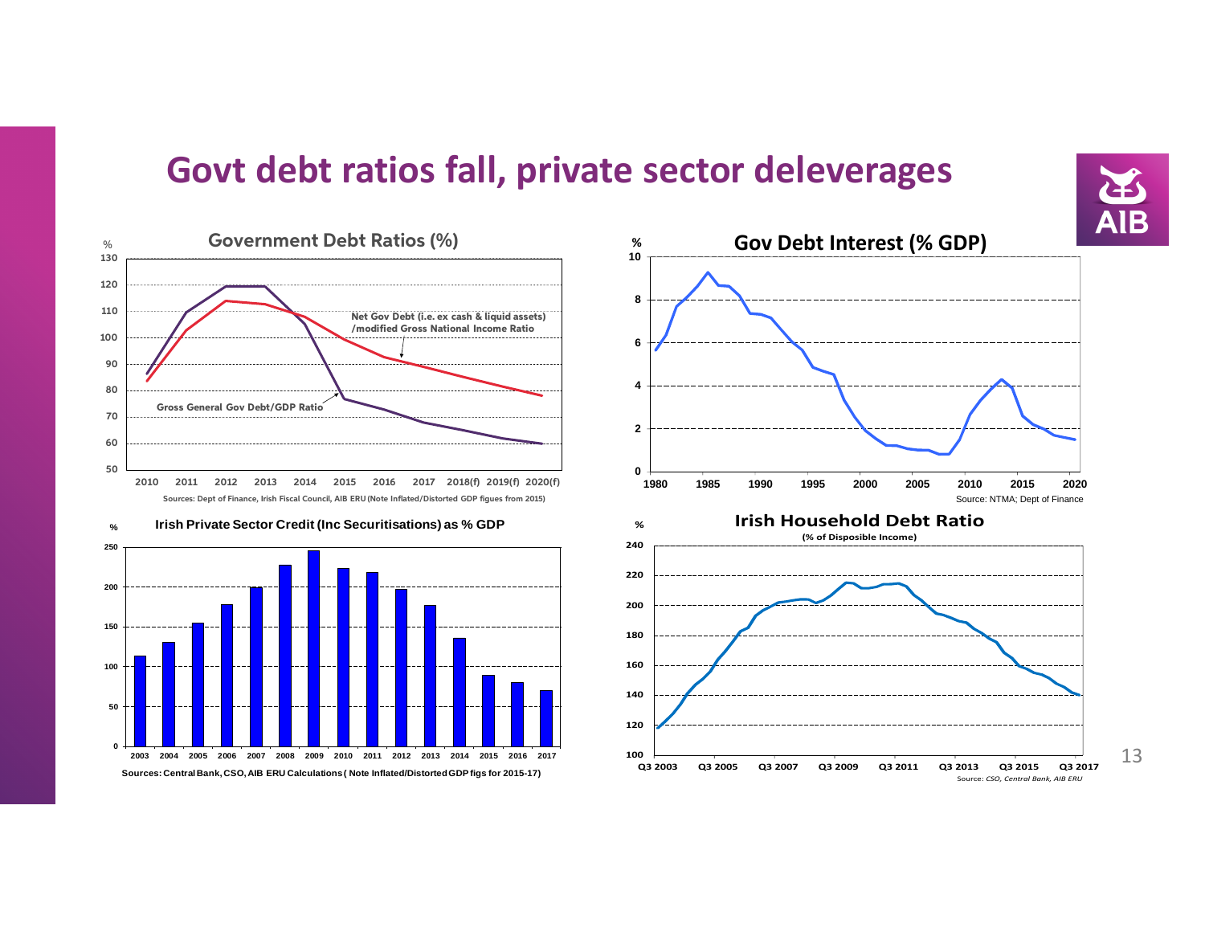# Govt debt ratios fall, private sector deleverages

## Government Debt Ratios (%)

Net Gov Debt (i.e. ex cash & liquid assets) /modified Gross National Income Ratio

Gross General Gov Debt/GDP Ratio

Sources: Dept of Finance, Irish Fiscal Council, AIB ERU (Note Inflated/Distorted GDP figues from 2015)

## Gov Debt Interest (% GDP)

Source: NTMA; Dept of Finance

## Irish Private Sector Credit (Inc Securitisations) as % GDP

Sources: Central Bank, CSO, AIB ERU Calculations ( Note Inflated/Distorted GDP figs for 2015-17)

## Irish Household Debt Ratio

(% of Disposible Income)

Source: *CSO, Central Bank, AIB ERU*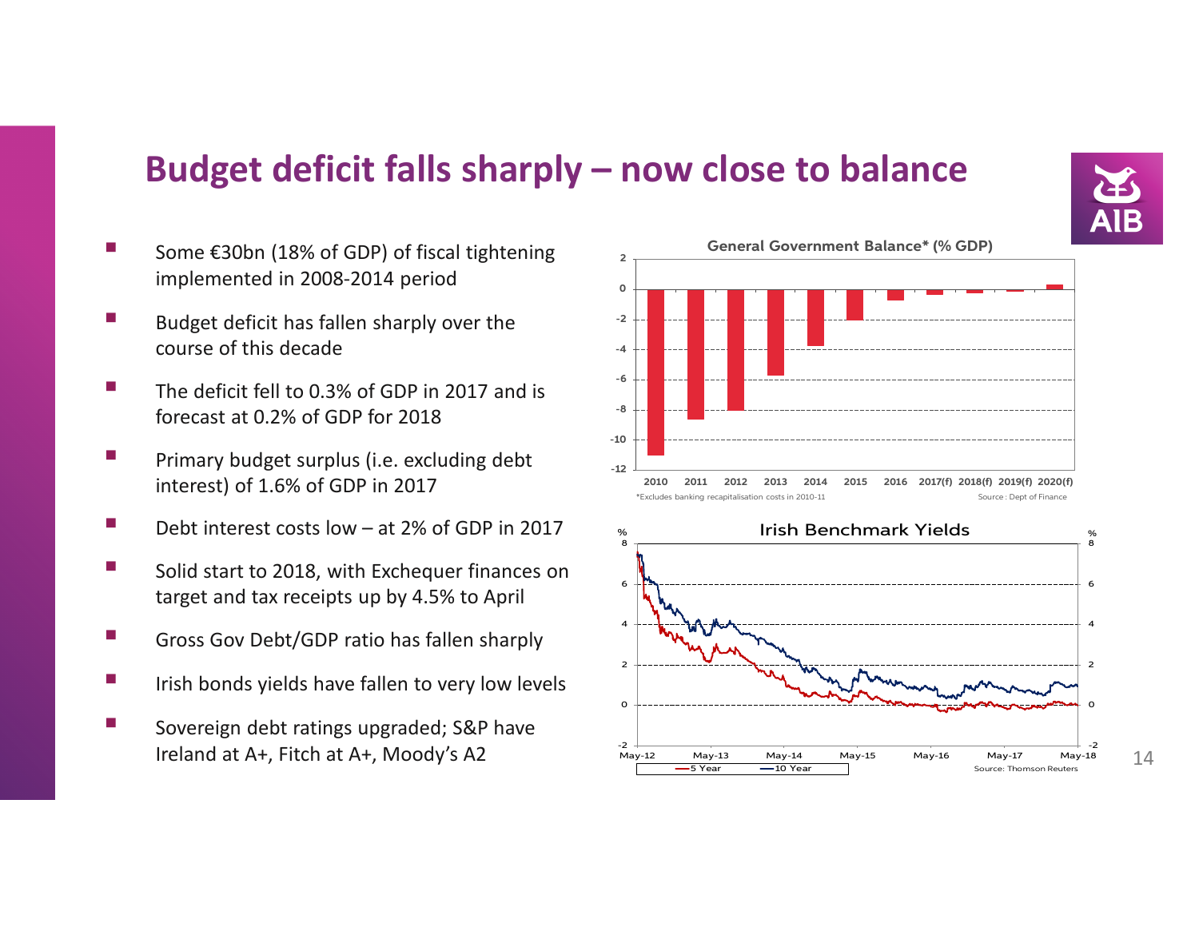# Budget deficit falls sharply – now close to balance

- Some €30bn (18% of GDP) of fiscal tightening implemented in 2008-2014 period
- Budget deficit has fallen sharply over the course of this decade
- The deficit fell to 0.3% of GDP in 2017 and is forecast at 0.2% of GDP for 2018
- Primary budget surplus (i.e. excluding debt interest) of 1.6% of GDP in 2017
- Debt interest costs low – at 2% of GDP in 2017
- Solid start to 2018, with Exchequer finances on target and tax receipts up by 4.5% to April
- Gross Gov Debt/GDP ratio has fallen sharply
- Irish bonds yields have fallen to very low levels
- Sovereign debt ratings upgraded; S&P have Ireland at A+, Fitch at A+, Moody's A2

**General Government Balance* (% GDP)**

*Excludes banking recapitalisation costs in 2010-11

Source : Dept of Finance

**Irish Benchmark Yields**

5 Year — 10 Year

Source: Thomson Reuters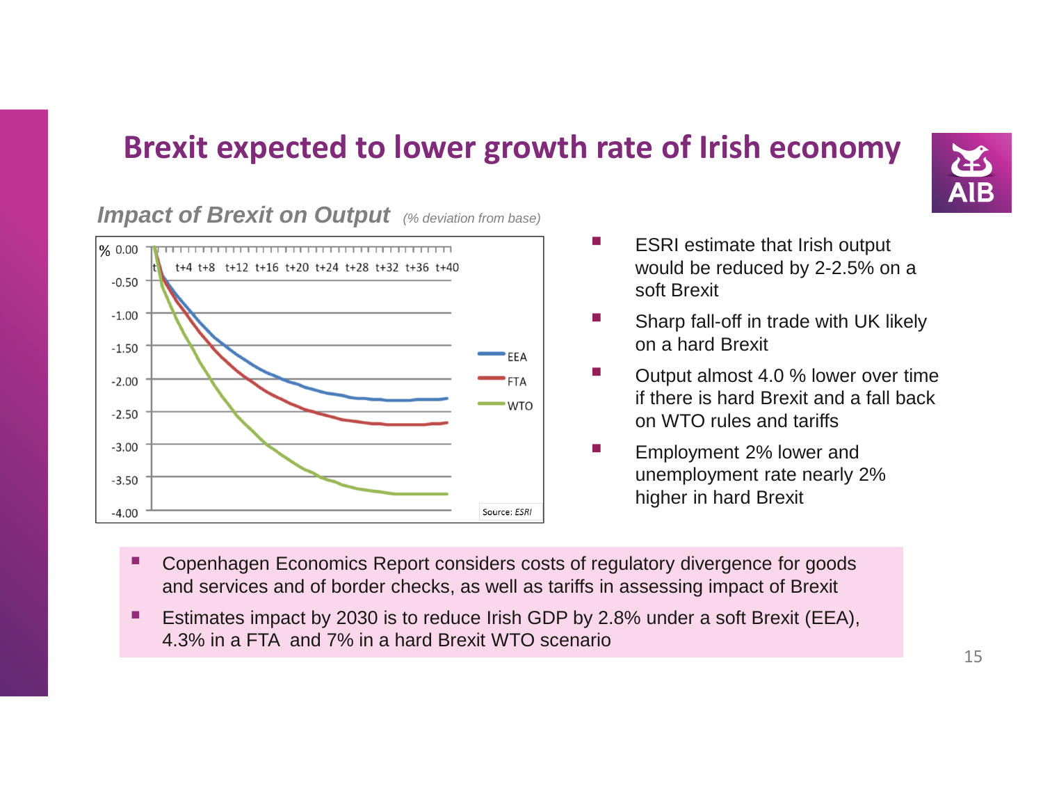# Brexit expected to lower growth rate of Irish economy

***Impact of Brexit on Output*** *(% deviation from base)*

Source: *ESRI*

- ESRI estimate that Irish output would be reduced by 2-2.5% on a soft Brexit
- Sharp fall-off in trade with UK likely on a hard Brexit
- Output almost 4.0 % lower over time if there is hard Brexit and a fall back on WTO rules and tariffs
- Employment 2% lower and unemployment rate nearly 2% higher in hard Brexit

- Copenhagen Economics Report considers costs of regulatory divergence for goods and services and of border checks, as well as tariffs in assessing impact of Brexit
- Estimates impact by 2030 is to reduce Irish GDP by 2.8% under a soft Brexit (EEA), 4.3% in a FTA and 7% in a hard Brexit WTO scenario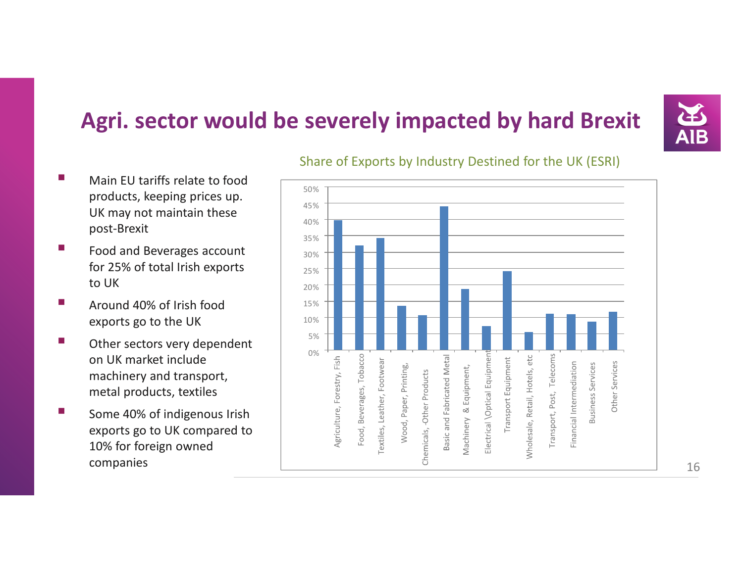# Agri. sector would be severely impacted by hard Brexit

- Main EU tariffs relate to food products, keeping prices up. UK may not maintain these post-Brexit
- Food and Beverages account for 25% of total Irish exports to UK
- Around 40% of Irish food exports go to the UK
- Other sectors very dependent on UK market include machinery and transport, metal products, textiles
- Some 40% of indigenous Irish exports go to UK compared to 10% for foreign owned companies

Share of Exports by Industry Destined for the UK (ESRI)

| Industry | Share (approx.) |
|---|---|
| Agriculture, Forestry, Fish | 40% |
| Food, Beverages, Tobacco | 32% |
| Textiles, Leather, Footwear | 34% |
| Wood, Paper, Printing, | 13.5% |
| Chemicals, -Other Products | 10.5% |
| Basic and Fabricated Metal | 44% |
| Machinery & Equipment, | 18.5% |
| Electrical \Optical Equipment | 7% |
| Transport Equipment | 24% |
| Wholesale, Retail, Hotels, etc | 5.5% |
| Transport, Post, Telecoms | 11% |
| Financial Intermediation | 11% |
| Business Services | 8.5% |
| Other Services | 11.5% |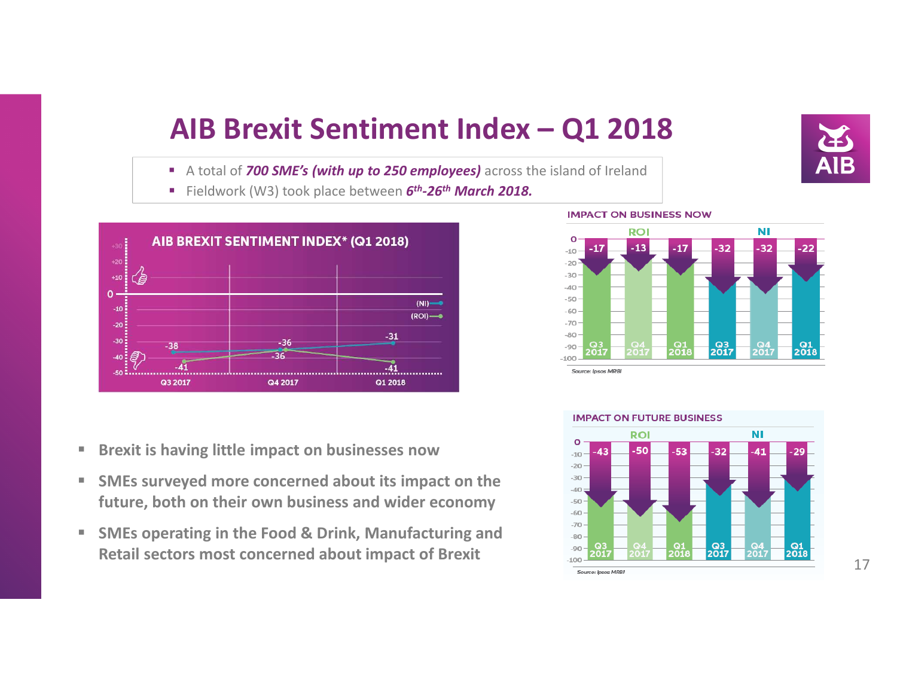# AIB Brexit Sentiment Index – Q1 2018

- A total of ***700 SME's (with up to 250 employees)*** across the island of Ireland
- Fieldwork (W3) took place between ***6th-26th March 2018.***

**AIB BREXIT SENTIMENT INDEX\* (Q1 2018)**

| | Q3 2017 | Q4 2017 | Q1 2018 |
|---|---|---|---|
| (NI) | -38 | -36 | -31 |
| (ROI) | -41 | -36 | -41 |

**IMPACT ON BUSINESS NOW**

| | Q3 2017 | Q4 2017 | Q1 2018 |
|---|---|---|---|
| ROI | -17 | -13 | -17 |
| NI | -32 | -32 | -22 |

Source: Ipsos MRBI

**IMPACT ON FUTURE BUSINESS**

| | Q3 2017 | Q4 2017 | Q1 2018 |
|---|---|---|---|
| ROI | -43 | -50 | -53 |
| NI | -32 | -41 | -29 |

Source: Ipsos MRBI

- **Brexit is having little impact on businesses now**
- **SMEs surveyed more concerned about its impact on the future, both on their own business and wider economy**
- **SMEs operating in the Food & Drink, Manufacturing and Retail sectors most concerned about impact of Brexit**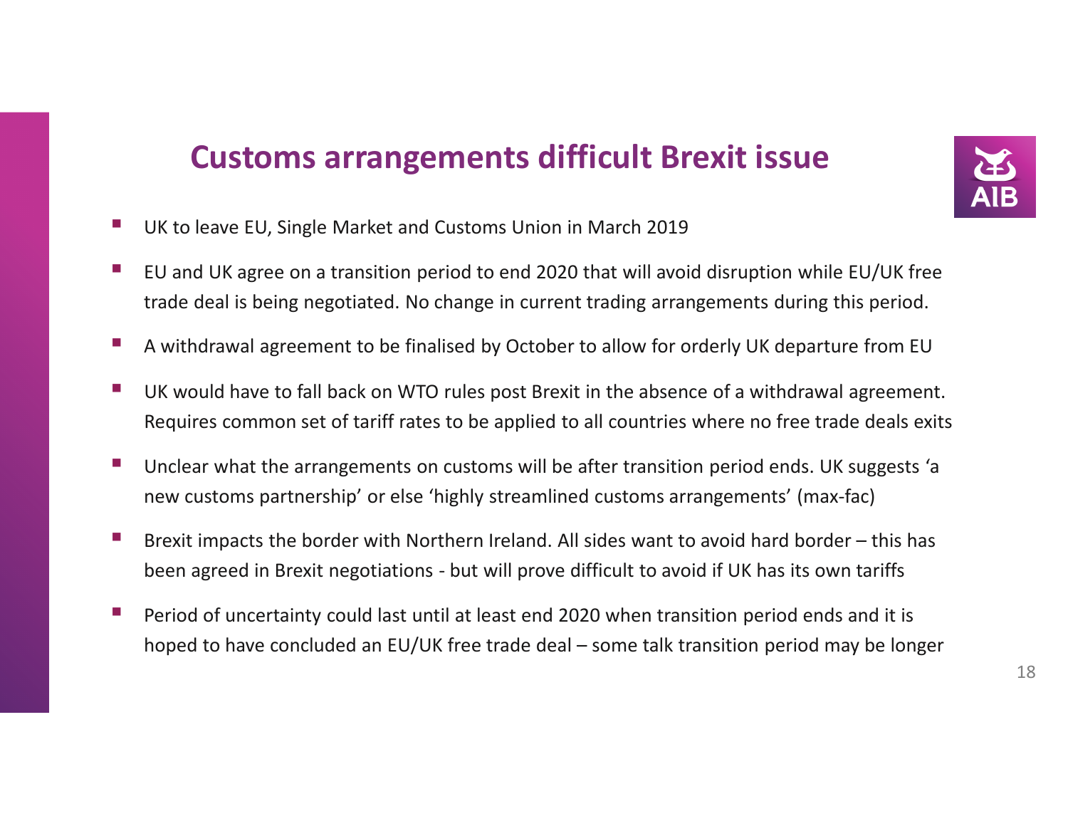# Customs arrangements difficult Brexit issue

- UK to leave EU, Single Market and Customs Union in March 2019
- EU and UK agree on a transition period to end 2020 that will avoid disruption while EU/UK free trade deal is being negotiated. No change in current trading arrangements during this period.
- A withdrawal agreement to be finalised by October to allow for orderly UK departure from EU
- UK would have to fall back on WTO rules post Brexit in the absence of a withdrawal agreement. Requires common set of tariff rates to be applied to all countries where no free trade deals exits
- Unclear what the arrangements on customs will be after transition period ends. UK suggests 'a new customs partnership' or else 'highly streamlined customs arrangements' (max-fac)
- Brexit impacts the border with Northern Ireland. All sides want to avoid hard border – this has been agreed in Brexit negotiations - but will prove difficult to avoid if UK has its own tariffs
- Period of uncertainty could last until at least end 2020 when transition period ends and it is hoped to have concluded an EU/UK free trade deal – some talk transition period may be longer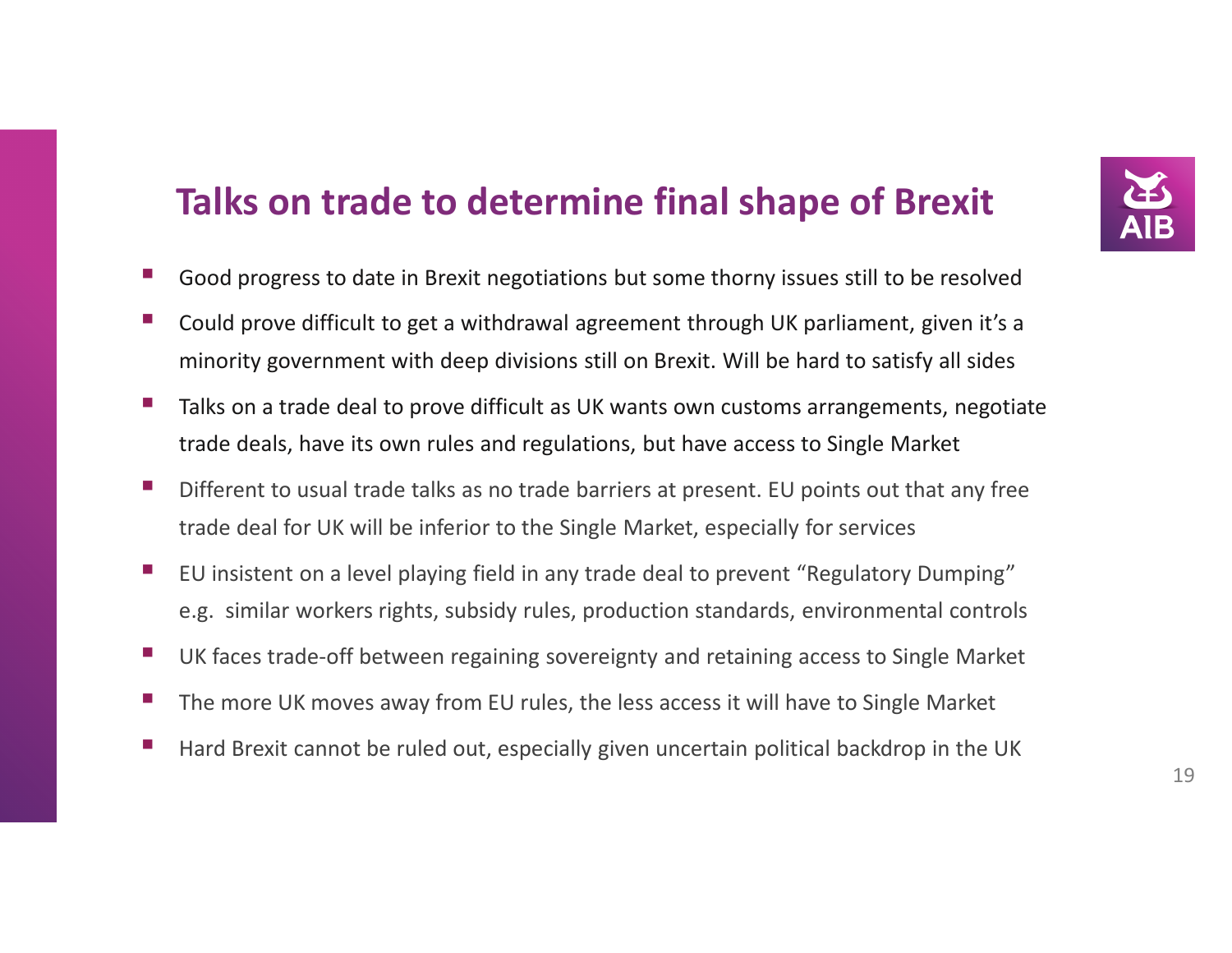# Talks on trade to determine final shape of Brexit

- Good progress to date in Brexit negotiations but some thorny issues still to be resolved
- Could prove difficult to get a withdrawal agreement through UK parliament, given it's a minority government with deep divisions still on Brexit. Will be hard to satisfy all sides
- Talks on a trade deal to prove difficult as UK wants own customs arrangements, negotiate trade deals, have its own rules and regulations, but have access to Single Market
- Different to usual trade talks as no trade barriers at present. EU points out that any free trade deal for UK will be inferior to the Single Market, especially for services
- EU insistent on a level playing field in any trade deal to prevent "Regulatory Dumping" e.g. similar workers rights, subsidy rules, production standards, environmental controls
- UK faces trade-off between regaining sovereignty and retaining access to Single Market
- The more UK moves away from EU rules, the less access it will have to Single Market
- Hard Brexit cannot be ruled out, especially given uncertain political backdrop in the UK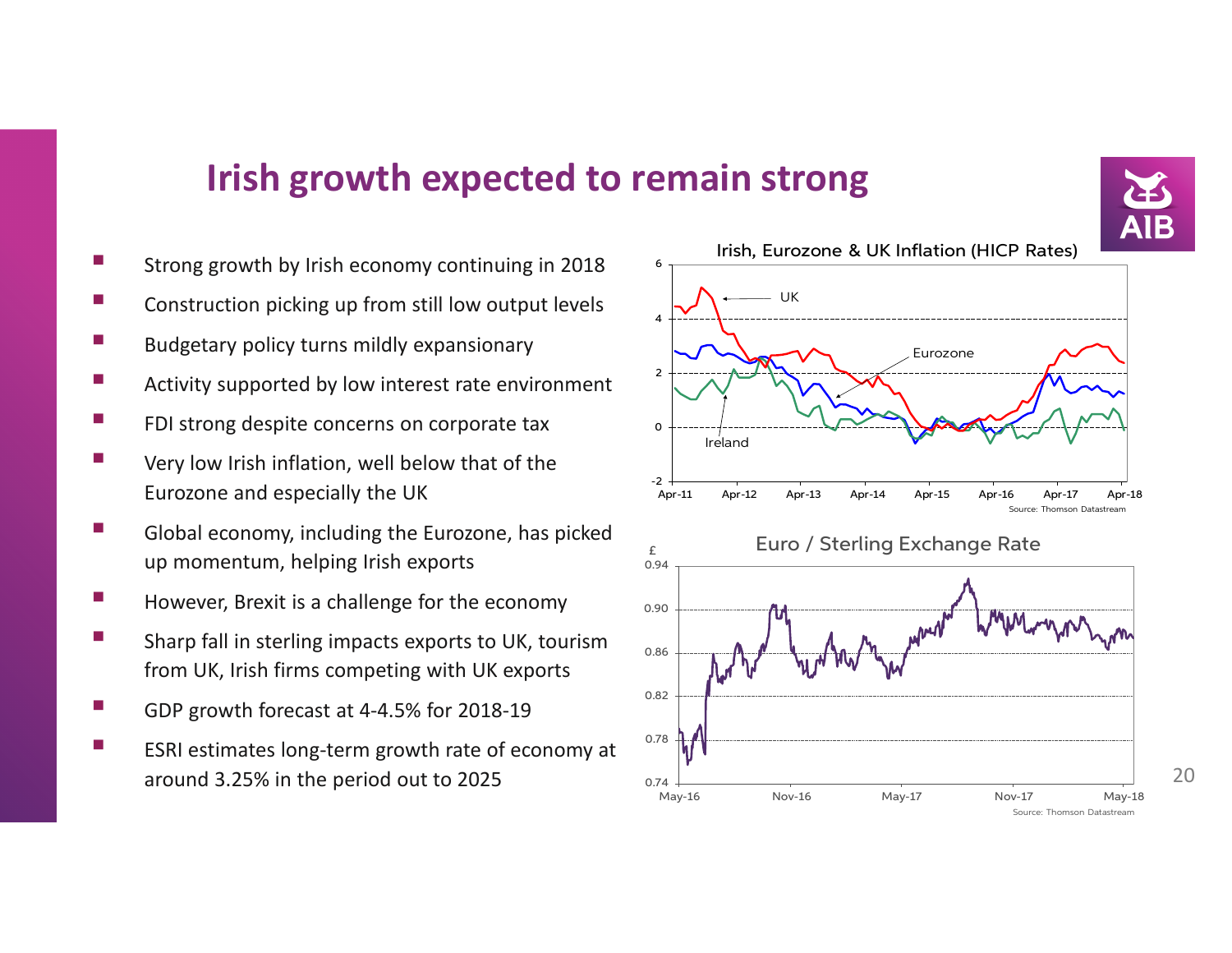# Irish growth expected to remain strong

- Strong growth by Irish economy continuing in 2018
- Construction picking up from still low output levels
- Budgetary policy turns mildly expansionary
- Activity supported by low interest rate environment
- FDI strong despite concerns on corporate tax
- Very low Irish inflation, well below that of the Eurozone and especially the UK
- Global economy, including the Eurozone, has picked up momentum, helping Irish exports
- However, Brexit is a challenge for the economy
- Sharp fall in sterling impacts exports to UK, tourism from UK, Irish firms competing with UK exports
- GDP growth forecast at 4-4.5% for 2018-19
- ESRI estimates long-term growth rate of economy at around 3.25% in the period out to 2025

Irish, Eurozone & UK Inflation (HICP Rates)

Source: Thomson Datastream

Euro / Sterling Exchange Rate

Source: Thomson Datastream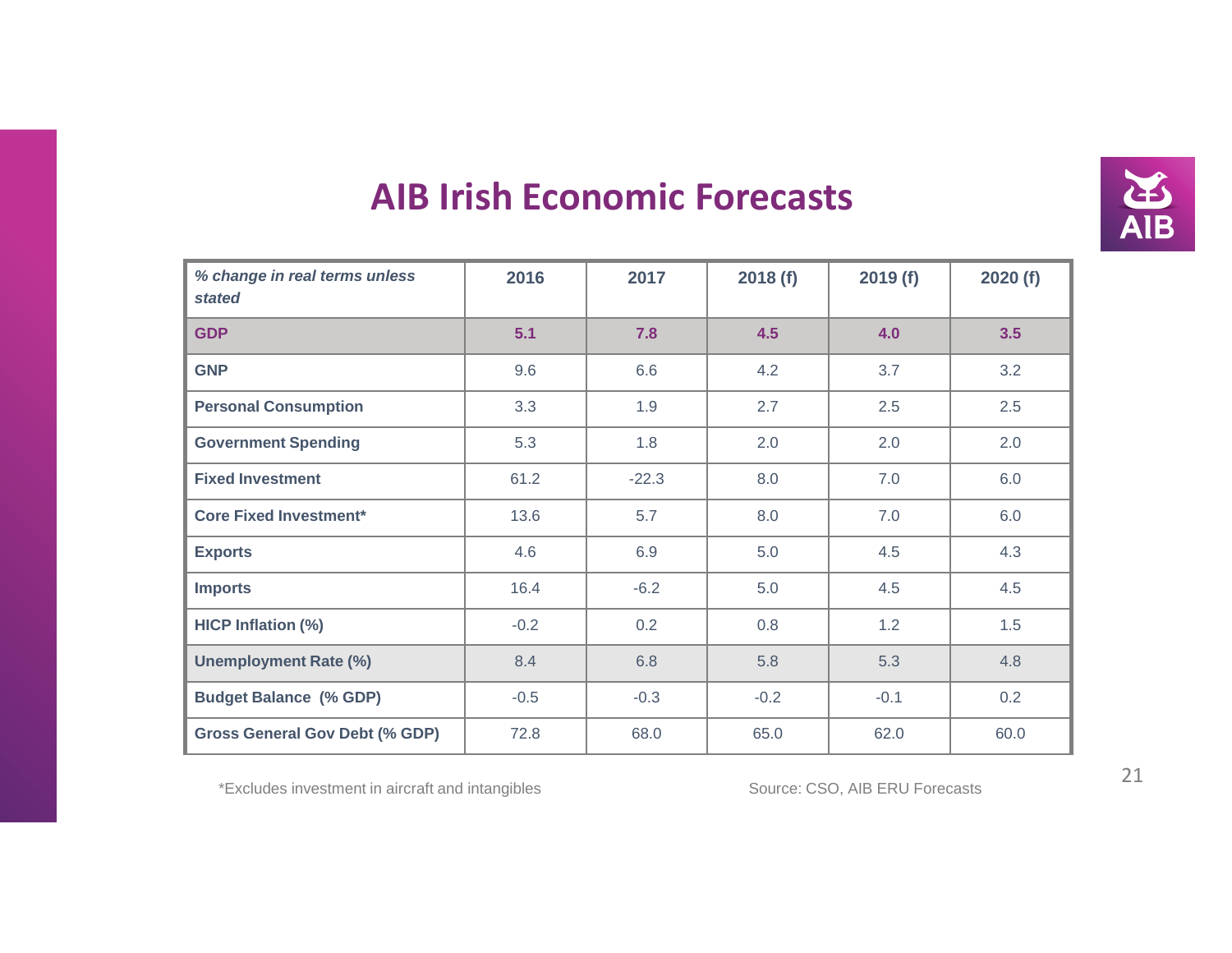# AIB Irish Economic Forecasts

| *% change in real terms unless stated* | 2016 | 2017 | 2018 (f) | 2019 (f) | 2020 (f) |
|---|---|---|---|---|---|
| **GDP** | **5.1** | **7.8** | **4.5** | **4.0** | **3.5** |
| **GNP** | 9.6 | 6.6 | 4.2 | 3.7 | 3.2 |
| **Personal Consumption** | 3.3 | 1.9 | 2.7 | 2.5 | 2.5 |
| **Government Spending** | 5.3 | 1.8 | 2.0 | 2.0 | 2.0 |
| **Fixed Investment** | 61.2 | -22.3 | 8.0 | 7.0 | 6.0 |
| **Core Fixed Investment*** | 13.6 | 5.7 | 8.0 | 7.0 | 6.0 |
| **Exports** | 4.6 | 6.9 | 5.0 | 4.5 | 4.3 |
| **Imports** | 16.4 | -6.2 | 5.0 | 4.5 | 4.5 |
| **HICP Inflation (%)** | -0.2 | 0.2 | 0.8 | 1.2 | 1.5 |
| **Unemployment Rate (%)** | 8.4 | 6.8 | 5.8 | 5.3 | 4.8 |
| **Budget Balance (% GDP)** | -0.5 | -0.3 | -0.2 | -0.1 | 0.2 |
| **Gross General Gov Debt (% GDP)** | 72.8 | 68.0 | 65.0 | 62.0 | 60.0 |

*Excludes investment in aircraft and intangibles

Source: CSO, AIB ERU Forecasts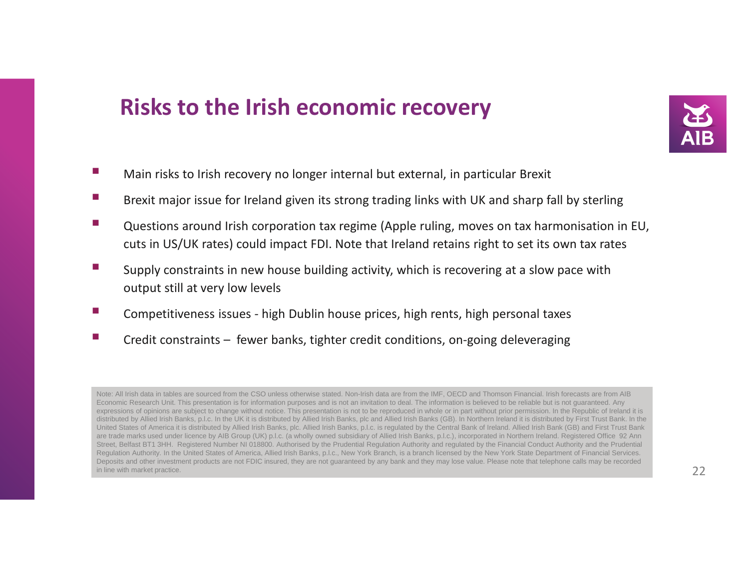## Risks to the Irish economic recovery

- Main risks to Irish recovery no longer internal but external, in particular Brexit
- Brexit major issue for Ireland given its strong trading links with UK and sharp fall by sterling
- Questions around Irish corporation tax regime (Apple ruling, moves on tax harmonisation in EU, cuts in US/UK rates) could impact FDI. Note that Ireland retains right to set its own tax rates
- Supply constraints in new house building activity, which is recovering at a slow pace with output still at very low levels
- Competitiveness issues - high Dublin house prices, high rents, high personal taxes
- Credit constraints – fewer banks, tighter credit conditions, on-going deleveraging

Note: All Irish data in tables are sourced from the CSO unless otherwise stated. Non-Irish data are from the IMF, OECD and Thomson Financial. Irish forecasts are from AIB Economic Research Unit. This presentation is for information purposes and is not an invitation to deal. The information is believed to be reliable but is not guaranteed. Any expressions of opinions are subject to change without notice. This presentation is not to be reproduced in whole or in part without prior permission. In the Republic of Ireland it is distributed by Allied Irish Banks, p.l.c. In the UK it is distributed by Allied Irish Banks, plc and Allied Irish Banks (GB). In Northern Ireland it is distributed by First Trust Bank. In the United States of America it is distributed by Allied Irish Banks, plc. Allied Irish Banks, p.l.c. is regulated by the Central Bank of Ireland. Allied Irish Bank (GB) and First Trust Bank are trade marks used under licence by AIB Group (UK) p.l.c. (a wholly owned subsidiary of Allied Irish Banks, p.l.c.), incorporated in Northern Ireland. Registered Office 92 Ann Street, Belfast BT1 3HH. Registered Number NI 018800. Authorised by the Prudential Regulation Authority and regulated by the Financial Conduct Authority and the Prudential Regulation Authority. In the United States of America, Allied Irish Banks, p.l.c., New York Branch, is a branch licensed by the New York State Department of Financial Services. Deposits and other investment products are not FDIC insured, they are not guaranteed by any bank and they may lose value. Please note that telephone calls may be recorded in line with market practice.